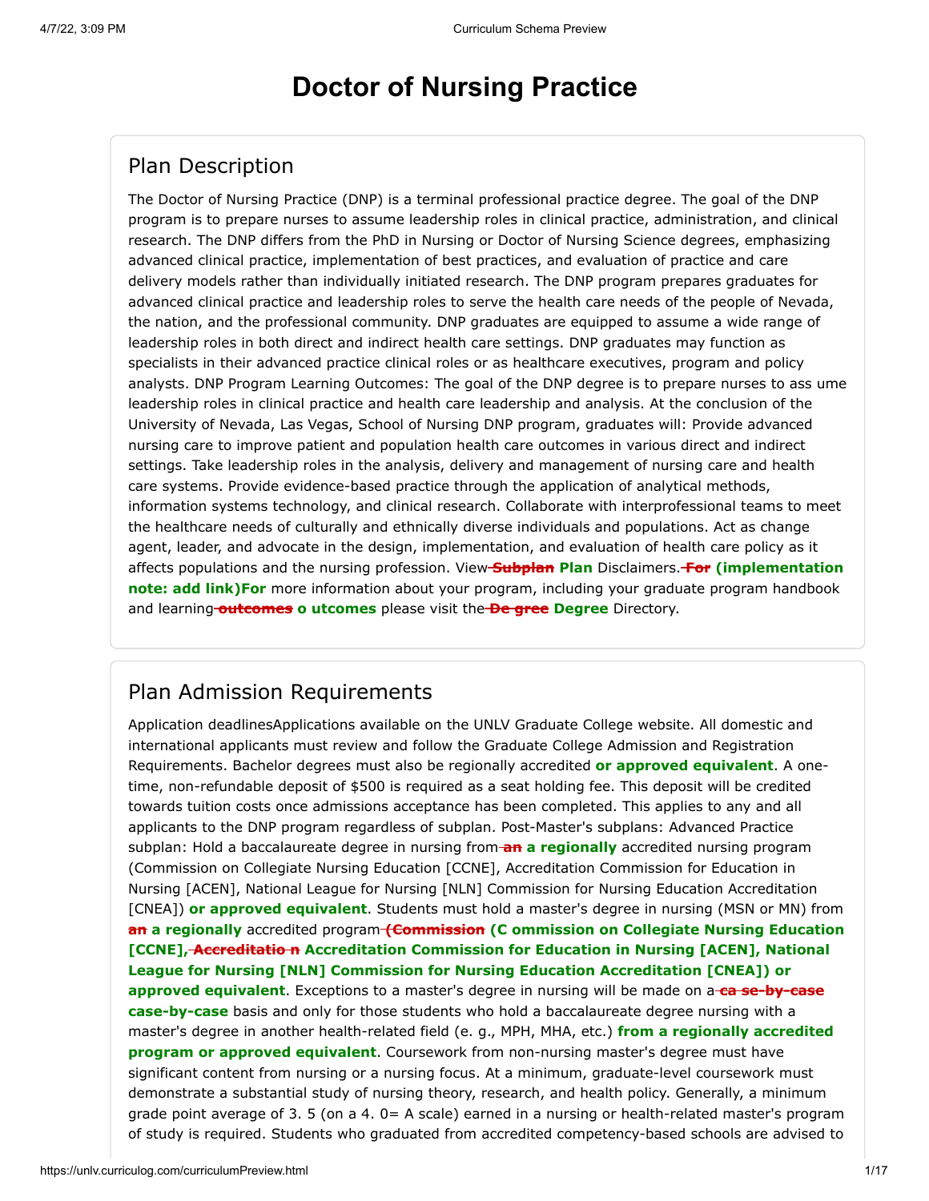# Doctor of Nursing Practice

## Plan Description

The Doctor of Nursing Practice (DNP) is a terminal professional practice degree. The goal of the DNP program is to prepare nurses to assume leadership roles in clinical practice, administration, and clinical research. The DNP differs from the PhD in Nursing or Doctor of Nursing Science degrees, emphasizing advanced clinical practice, implementation of best practices, and evaluation of practice and care delivery models rather than individually initiated research. The DNP program prepares graduates for advanced clinical practice and leadership roles to serve the health care needs of the people of Nevada, the nation, and the professional community. DNP graduates are equipped to assume a wide range of leadership roles in both direct and indirect health care settings. DNP graduates may function as specialists in their advanced practice clinical roles or as healthcare executives, program and policy analysts. DNP Program Learning Outcomes: The goal of the DNP degree is to prepare nurses to ass ume leadership roles in clinical practice and health care leadership and analysis. At the conclusion of the University of Nevada, Las Vegas, School of Nursing DNP program, graduates will: Provide advanced nursing care to improve patient and population health care outcomes in various direct and indirect settings. Take leadership roles in the analysis, delivery and management of nursing care and health care systems. Provide evidence-based practice through the application of analytical methods, information systems technology, and clinical research. Collaborate with interprofessional teams to meet the healthcare needs of culturally and ethnically diverse individuals and populations. Act as change agent, leader, and advocate in the design, implementation, and evaluation of health care policy as it affects populations and the nursing profession. View ~~Subplan~~ **Plan** Disclaimers. ~~For~~ **(implementation note: add link)For** more information about your program, including your graduate program handbook and learning ~~outcomes~~ **o utcomes** please visit the ~~De gree~~ **Degree** Directory.

## Plan Admission Requirements

Application deadlinesApplications available on the UNLV Graduate College website. All domestic and international applicants must review and follow the Graduate College Admission and Registration Requirements. Bachelor degrees must also be regionally accredited **or approved equivalent**. A one-time, non-refundable deposit of $500 is required as a seat holding fee. This deposit will be credited towards tuition costs once admissions acceptance has been completed. This applies to any and all applicants to the DNP program regardless of subplan. Post-Master's subplans: Advanced Practice subplan: Hold a baccalaureate degree in nursing from ~~an~~ **a regionally** accredited nursing program (Commission on Collegiate Nursing Education [CCNE], Accreditation Commission for Education in Nursing [ACEN], National League for Nursing [NLN] Commission for Nursing Education Accreditation [CNEA]) **or approved equivalent**. Students must hold a master's degree in nursing (MSN or MN) from ~~an~~ **a regionally** accredited program ~~(Commission~~ **(C ommission on Collegiate Nursing Education [CCNE],** ~~Accreditatio n~~ **Accreditation Commission for Education in Nursing [ACEN], National League for Nursing [NLN] Commission for Nursing Education Accreditation [CNEA]) or approved equivalent**. Exceptions to a master's degree in nursing will be made on a ~~ca se-by-case~~ **case-by-case** basis and only for those students who hold a baccalaureate degree nursing with a master's degree in another health-related field (e. g., MPH, MHA, etc.) **from a regionally accredited program or approved equivalent**. Coursework from non-nursing master's degree must have significant content from nursing or a nursing focus. At a minimum, graduate-level coursework must demonstrate a substantial study of nursing theory, research, and health policy. Generally, a minimum grade point average of 3. 5 (on a 4. 0= A scale) earned in a nursing or health-related master's program of study is required. Students who graduated from accredited competency-based schools are advised to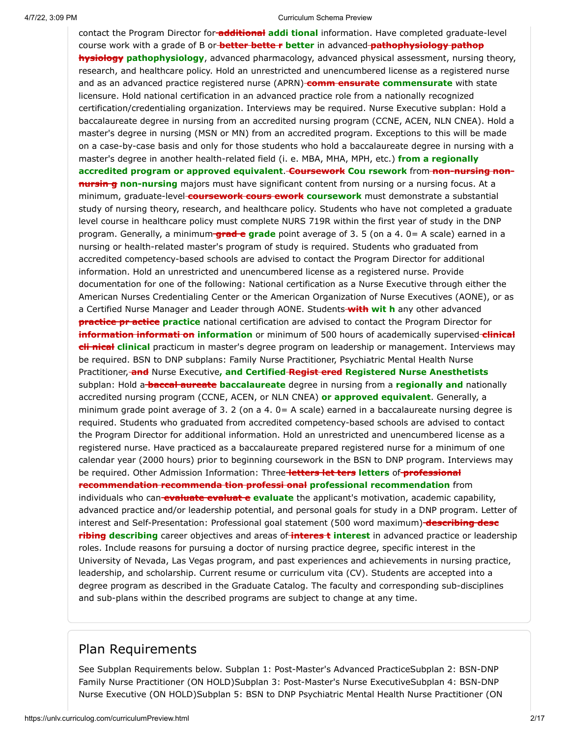contact the Program Director for ~~additional~~ **addi tional** information. Have completed graduate-level course work with a grade of B or ~~better bette r~~ **better** in advanced ~~pathophysiology pathop hysiology~~ **pathophysiology**, advanced pharmacology, advanced physical assessment, nursing theory, research, and healthcare policy. Hold an unrestricted and unencumbered license as a registered nurse and as an advanced practice registered nurse (APRN) ~~comm ensurate~~ **commensurate** with state licensure. Hold national certification in an advanced practice role from a nationally recognized certification/credentialing organization. Interviews may be required. Nurse Executive subplan: Hold a baccalaureate degree in nursing from an accredited nursing program (CCNE, ACEN, NLN CNEA). Hold a master's degree in nursing (MSN or MN) from an accredited program. Exceptions to this will be made on a case-by-case basis and only for those students who hold a baccalaureate degree in nursing with a master's degree in another health-related field (i. e. MBA, MHA, MPH, etc.) **from a regionally accredited program or approved equivalent**. ~~Coursework~~ **Cou rsework** from ~~non-nursing non-nursin g~~ **non-nursing** majors must have significant content from nursing or a nursing focus. At a minimum, graduate-level ~~coursework cours ework~~ **coursework** must demonstrate a substantial study of nursing theory, research, and healthcare policy. Students who have not completed a graduate level course in healthcare policy must complete NURS 719R within the first year of study in the DNP program. Generally, a minimum ~~grad e~~ **grade** point average of 3. 5 (on a 4. 0= A scale) earned in a nursing or health-related master's program of study is required. Students who graduated from accredited competency-based schools are advised to contact the Program Director for additional information. Hold an unrestricted and unencumbered license as a registered nurse. Provide documentation for one of the following: National certification as a Nurse Executive through either the American Nurses Credentialing Center or the American Organization of Nurse Executives (AONE), or as a Certified Nurse Manager and Leader through AONE. Students ~~with~~ **wit h** any other advanced ~~practice pr actice~~ **practice** national certification are advised to contact the Program Director for ~~information informati on~~ **information** or minimum of 500 hours of academically supervised ~~clinical cli nical~~ **clinical** practicum in master's degree program on leadership or management. Interviews may be required. BSN to DNP subplans: Family Nurse Practitioner, Psychiatric Mental Health Nurse Practitioner, ~~and~~ Nurse Executive**, and Certified** ~~Regist ered~~ **Registered Nurse Anesthetists** subplan: Hold a ~~baccal aureate~~ **baccalaureate** degree in nursing from a **regionally and** nationally accredited nursing program (CCNE, ACEN, or NLN CNEA) **or approved equivalent**. Generally, a minimum grade point average of 3. 2 (on a 4. 0= A scale) earned in a baccalaureate nursing degree is required. Students who graduated from accredited competency-based schools are advised to contact the Program Director for additional information. Hold an unrestricted and unencumbered license as a registered nurse. Have practiced as a baccalaureate prepared registered nurse for a minimum of one calendar year (2000 hours) prior to beginning coursework in the BSN to DNP program. Interviews may be required. Other Admission Information: Three ~~letters let ters~~ **letters** of ~~professional recommendation recommenda tion professi onal~~ **professional recommendation** from individuals who can ~~evaluate evaluat e~~ **evaluate** the applicant's motivation, academic capability, advanced practice and/or leadership potential, and personal goals for study in a DNP program. Letter of interest and Self-Presentation: Professional goal statement (500 word maximum) ~~describing desc ribing~~ **describing** career objectives and areas of ~~interes t~~ **interest** in advanced practice or leadership roles. Include reasons for pursuing a doctor of nursing practice degree, specific interest in the University of Nevada, Las Vegas program, and past experiences and achievements in nursing practice, leadership, and scholarship. Current resume or curriculum vita (CV). Students are accepted into a degree program as described in the Graduate Catalog. The faculty and corresponding sub-disciplines and sub-plans within the described programs are subject to change at any time.

## Plan Requirements

See Subplan Requirements below. Subplan 1: Post-Master's Advanced PracticeSubplan 2: BSN-DNP Family Nurse Practitioner (ON HOLD)Subplan 3: Post-Master's Nurse ExecutiveSubplan 4: BSN-DNP Nurse Executive (ON HOLD)Subplan 5: BSN to DNP Psychiatric Mental Health Nurse Practitioner (ON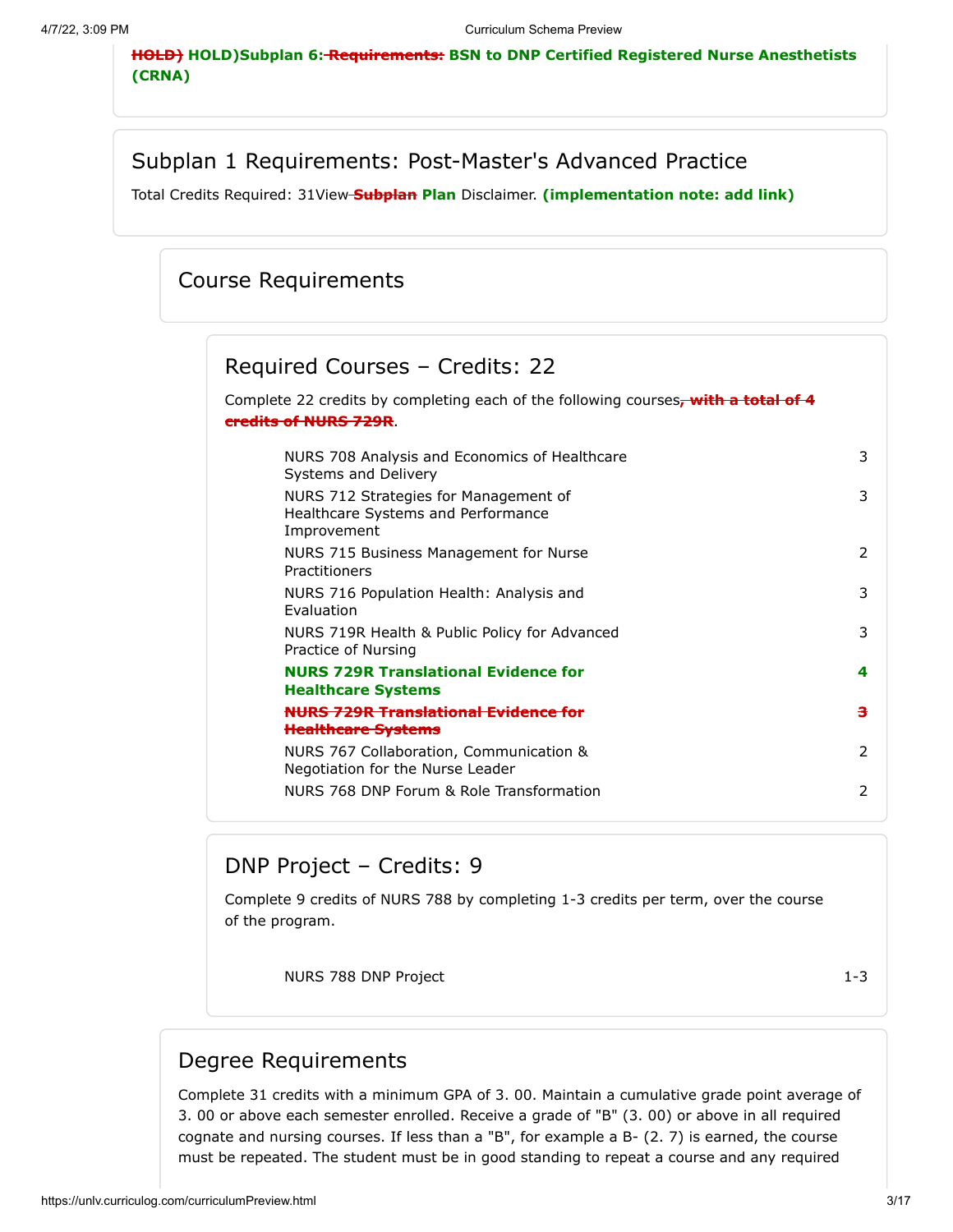~~HOLD)~~ **HOLD)Subplan 6:** ~~Requirements:~~ **BSN to DNP Certified Registered Nurse Anesthetists (CRNA)**

## Subplan 1 Requirements: Post-Master's Advanced Practice

Total Credits Required: 31View ~~Subplan~~ **Plan** Disclaimer. **(implementation note: add link)**

### Course Requirements

#### Required Courses – Credits: 22

Complete 22 credits by completing each of the following courses~~, with a total of 4 credits of NURS 729R~~.

| Course | Credits |
| --- | --- |
| NURS 708 Analysis and Economics of Healthcare Systems and Delivery | 3 |
| NURS 712 Strategies for Management of Healthcare Systems and Performance Improvement | 3 |
| NURS 715 Business Management for Nurse Practitioners | 2 |
| NURS 716 Population Health: Analysis and Evaluation | 3 |
| NURS 719R Health & Public Policy for Advanced Practice of Nursing | 3 |
| **NURS 729R Translational Evidence for Healthcare Systems** | **4** |
| ~~NURS 729R Translational Evidence for Healthcare Systems~~ | ~~3~~ |
| NURS 767 Collaboration, Communication & Negotiation for the Nurse Leader | 2 |
| NURS 768 DNP Forum & Role Transformation | 2 |

#### DNP Project – Credits: 9

Complete 9 credits of NURS 788 by completing 1-3 credits per term, over the course of the program.

| Course | Credits |
| --- | --- |
| NURS 788 DNP Project | 1-3 |

### Degree Requirements

Complete 31 credits with a minimum GPA of 3. 00. Maintain a cumulative grade point average of 3. 00 or above each semester enrolled. Receive a grade of "B" (3. 00) or above in all required cognate and nursing courses. If less than a "B", for example a B- (2. 7) is earned, the course must be repeated. The student must be in good standing to repeat a course and any required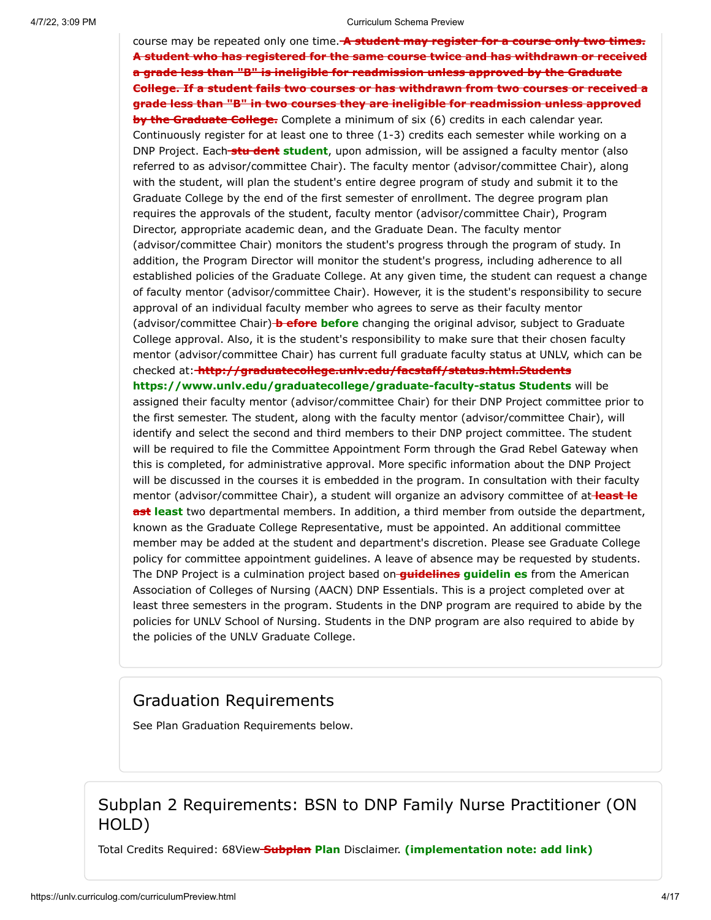course may be repeated only one time. ~~A student may register for a course only two times. A student who has registered for the same course twice and has withdrawn or received a grade less than "B" is ineligible for readmission unless approved by the Graduate College. If a student fails two courses or has withdrawn from two courses or received a grade less than "B" in two courses they are ineligible for readmission unless approved by the Graduate College.~~ Complete a minimum of six (6) credits in each calendar year. Continuously register for at least one to three (1-3) credits each semester while working on a DNP Project. Each ~~stu dent~~ **student**, upon admission, will be assigned a faculty mentor (also referred to as advisor/committee Chair). The faculty mentor (advisor/committee Chair), along with the student, will plan the student's entire degree program of study and submit it to the Graduate College by the end of the first semester of enrollment. The degree program plan requires the approvals of the student, faculty mentor (advisor/committee Chair), Program Director, appropriate academic dean, and the Graduate Dean. The faculty mentor (advisor/committee Chair) monitors the student's progress through the program of study. In addition, the Program Director will monitor the student's progress, including adherence to all established policies of the Graduate College. At any given time, the student can request a change of faculty mentor (advisor/committee Chair). However, it is the student's responsibility to secure approval of an individual faculty member who agrees to serve as their faculty mentor (advisor/committee Chair) ~~b efore~~ **before** changing the original advisor, subject to Graduate College approval. Also, it is the student's responsibility to make sure that their chosen faculty mentor (advisor/committee Chair) has current full graduate faculty status at UNLV, which can be checked at: ~~http://graduatecollege.unlv.edu/facstaff/status.html.Students~~ **https://www.unlv.edu/graduatecollege/graduate-faculty-status Students** will be assigned their faculty mentor (advisor/committee Chair) for their DNP Project committee prior to the first semester. The student, along with the faculty mentor (advisor/committee Chair), will identify and select the second and third members to their DNP project committee. The student will be required to file the Committee Appointment Form through the Grad Rebel Gateway when this is completed, for administrative approval. More specific information about the DNP Project will be discussed in the courses it is embedded in the program. In consultation with their faculty mentor (advisor/committee Chair), a student will organize an advisory committee of at ~~least le ast~~ **least** two departmental members. In addition, a third member from outside the department, known as the Graduate College Representative, must be appointed. An additional committee member may be added at the student and department's discretion. Please see Graduate College policy for committee appointment guidelines. A leave of absence may be requested by students. The DNP Project is a culmination project based on ~~guidelines~~ **guidelin es** from the American Association of Colleges of Nursing (AACN) DNP Essentials. This is a project completed over at least three semesters in the program. Students in the DNP program are required to abide by the policies for UNLV School of Nursing. Students in the DNP program are also required to abide by the policies of the UNLV Graduate College.

## Graduation Requirements

See Plan Graduation Requirements below.

## Subplan 2 Requirements: BSN to DNP Family Nurse Practitioner (ON HOLD)

Total Credits Required: 68View ~~Subplan~~ **Plan** Disclaimer. **(implementation note: add link)**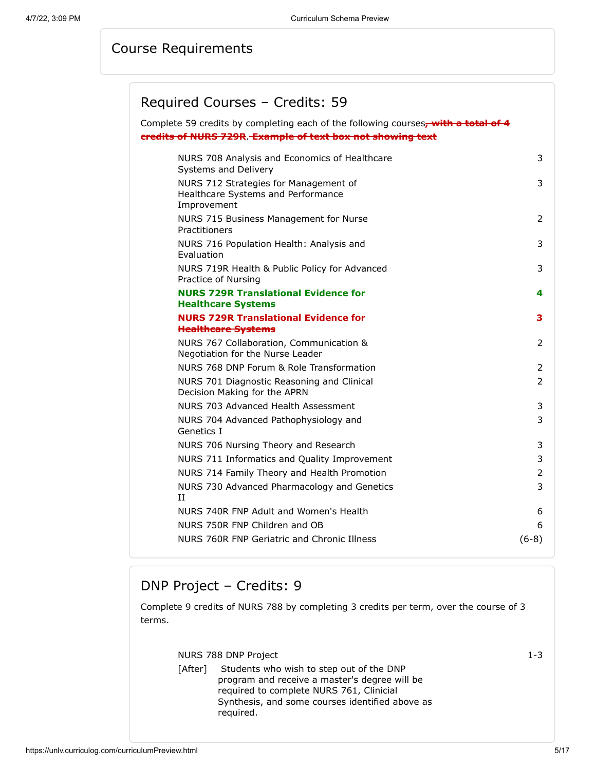# Course Requirements

## Required Courses – Credits: 59

Complete 59 credits by completing each of the following courses~~, with a total of 4 credits of NURS 729R~~. ~~Example of text box not showing text~~

| Course | Credits |
|---|---|
| NURS 708 Analysis and Economics of Healthcare Systems and Delivery | 3 |
| NURS 712 Strategies for Management of Healthcare Systems and Performance Improvement | 3 |
| NURS 715 Business Management for Nurse Practitioners | 2 |
| NURS 716 Population Health: Analysis and Evaluation | 3 |
| NURS 719R Health & Public Policy for Advanced Practice of Nursing | 3 |
| **NURS 729R Translational Evidence for Healthcare Systems** | **4** |
| ~~**NURS 729R Translational Evidence for Healthcare Systems**~~ | ~~**3**~~ |
| NURS 767 Collaboration, Communication & Negotiation for the Nurse Leader | 2 |
| NURS 768 DNP Forum & Role Transformation | 2 |
| NURS 701 Diagnostic Reasoning and Clinical Decision Making for the APRN | 2 |
| NURS 703 Advanced Health Assessment | 3 |
| NURS 704 Advanced Pathophysiology and Genetics I | 3 |
| NURS 706 Nursing Theory and Research | 3 |
| NURS 711 Informatics and Quality Improvement | 3 |
| NURS 714 Family Theory and Health Promotion | 2 |
| NURS 730 Advanced Pharmacology and Genetics II | 3 |
| NURS 740R FNP Adult and Women's Health | 6 |
| NURS 750R FNP Children and OB | 6 |
| NURS 760R FNP Geriatric and Chronic Illness | (6-8) |

## DNP Project – Credits: 9

Complete 9 credits of NURS 788 by completing 3 credits per term, over the course of 3 terms.

| Course | Credits |
|---|---|
| NURS 788 DNP Project | 1-3 |

[After] Students who wish to step out of the DNP program and receive a master's degree will be required to complete NURS 761, Clinicial Synthesis, and some courses identified above as required.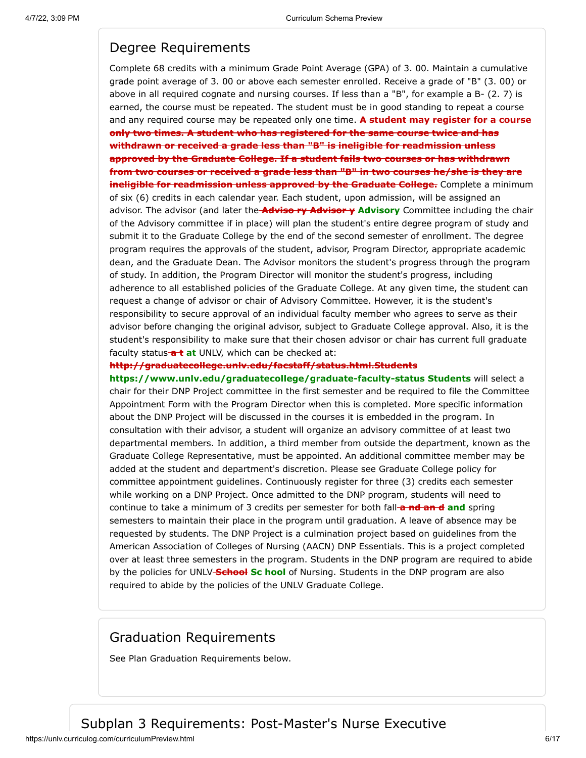## Degree Requirements

Complete 68 credits with a minimum Grade Point Average (GPA) of 3. 00. Maintain a cumulative grade point average of 3. 00 or above each semester enrolled. Receive a grade of "B" (3. 00) or above in all required cognate and nursing courses. If less than a "B", for example a B- (2. 7) is earned, the course must be repeated. The student must be in good standing to repeat a course and any required course may be repeated only one time. ~~**A student may register for a course only two times. A student who has registered for the same course twice and has withdrawn or received a grade less than "B" is ineligible for readmission unless approved by the Graduate College. If a student fails two courses or has withdrawn from two courses or received a grade less than "B" in two courses he/she is they are ineligible for readmission unless approved by the Graduate College.**~~ Complete a minimum of six (6) credits in each calendar year. Each student, upon admission, will be assigned an advisor. The advisor (and later the ~~**Adviso ry Advisor y**~~ **Advisory** Committee including the chair of the Advisory committee if in place) will plan the student's entire degree program of study and submit it to the Graduate College by the end of the second semester of enrollment. The degree program requires the approvals of the student, advisor, Program Director, appropriate academic dean, and the Graduate Dean. The Advisor monitors the student's progress through the program of study. In addition, the Program Director will monitor the student's progress, including adherence to all established policies of the Graduate College. At any given time, the student can request a change of advisor or chair of Advisory Committee. However, it is the student's responsibility to secure approval of an individual faculty member who agrees to serve as their advisor before changing the original advisor, subject to Graduate College approval. Also, it is the student's responsibility to make sure that their chosen advisor or chair has current full graduate faculty status ~~**a t**~~ **at** UNLV, which can be checked at: ~~**http://graduatecollege.unlv.edu/facstaff/status.html.Students**~~ **https://www.unlv.edu/graduatecollege/graduate-faculty-status Students** will select a chair for their DNP Project committee in the first semester and be required to file the Committee Appointment Form with the Program Director when this is completed. More specific information about the DNP Project will be discussed in the courses it is embedded in the program. In consultation with their advisor, a student will organize an advisory committee of at least two departmental members. In addition, a third member from outside the department, known as the Graduate College Representative, must be appointed. An additional committee member may be added at the student and department's discretion. Please see Graduate College policy for committee appointment guidelines. Continuously register for three (3) credits each semester while working on a DNP Project. Once admitted to the DNP program, students will need to continue to take a minimum of 3 credits per semester for both fall ~~**a nd an d**~~ **and** spring semesters to maintain their place in the program until graduation. A leave of absence may be requested by students. The DNP Project is a culmination project based on guidelines from the American Association of Colleges of Nursing (AACN) DNP Essentials. This is a project completed over at least three semesters in the program. Students in the DNP program are required to abide by the policies for UNLV ~~**School**~~ **Sc hool** of Nursing. Students in the DNP program are also required to abide by the policies of the UNLV Graduate College.

## Graduation Requirements

See Plan Graduation Requirements below.

## Subplan 3 Requirements: Post-Master's Nurse Executive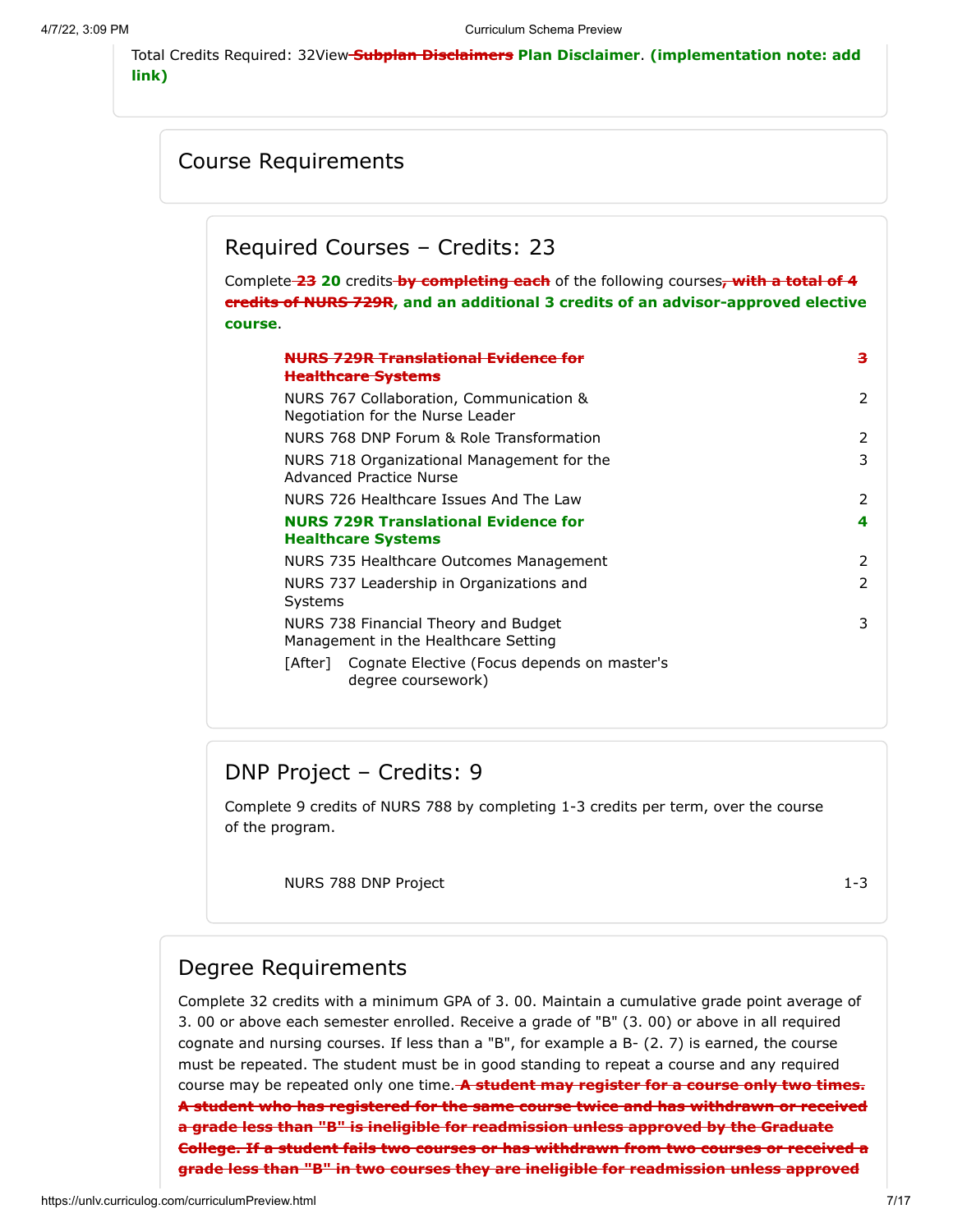Total Credits Required: 32View ~~Subplan Disclaimers~~ **Plan Disclaimer**. **(implementation note: add link)**

## Course Requirements

### Required Courses – Credits: 23

Complete ~~23~~ **20** credits ~~by completing each~~ of the following courses~~, with a total of 4 credits of NURS 729R~~**, and an additional 3 credits of an advisor-approved elective course**.

| Course | Credits |
|---|---|
| ~~**NURS 729R Translational Evidence for Healthcare Systems**~~ | ~~**3**~~ |
| NURS 767 Collaboration, Communication & Negotiation for the Nurse Leader | 2 |
| NURS 768 DNP Forum & Role Transformation | 2 |
| NURS 718 Organizational Management for the Advanced Practice Nurse | 3 |
| NURS 726 Healthcare Issues And The Law | 2 |
| **NURS 729R Translational Evidence for Healthcare Systems** | **4** |
| NURS 735 Healthcare Outcomes Management | 2 |
| NURS 737 Leadership in Organizations and Systems | 2 |
| NURS 738 Financial Theory and Budget Management in the Healthcare Setting | 3 |
| [After] Cognate Elective (Focus depends on master's degree coursework) | |

### DNP Project – Credits: 9

Complete 9 credits of NURS 788 by completing 1-3 credits per term, over the course of the program.

| Course | Credits |
|---|---|
| NURS 788 DNP Project | 1-3 |

## Degree Requirements

Complete 32 credits with a minimum GPA of 3. 00. Maintain a cumulative grade point average of 3. 00 or above each semester enrolled. Receive a grade of "B" (3. 00) or above in all required cognate and nursing courses. If less than a "B", for example a B- (2. 7) is earned, the course must be repeated. The student must be in good standing to repeat a course and any required course may be repeated only one time. ~~**A student may register for a course only two times. A student who has registered for the same course twice and has withdrawn or received a grade less than "B" is ineligible for readmission unless approved by the Graduate College. If a student fails two courses or has withdrawn from two courses or received a grade less than "B" in two courses they are ineligible for readmission unless approved**~~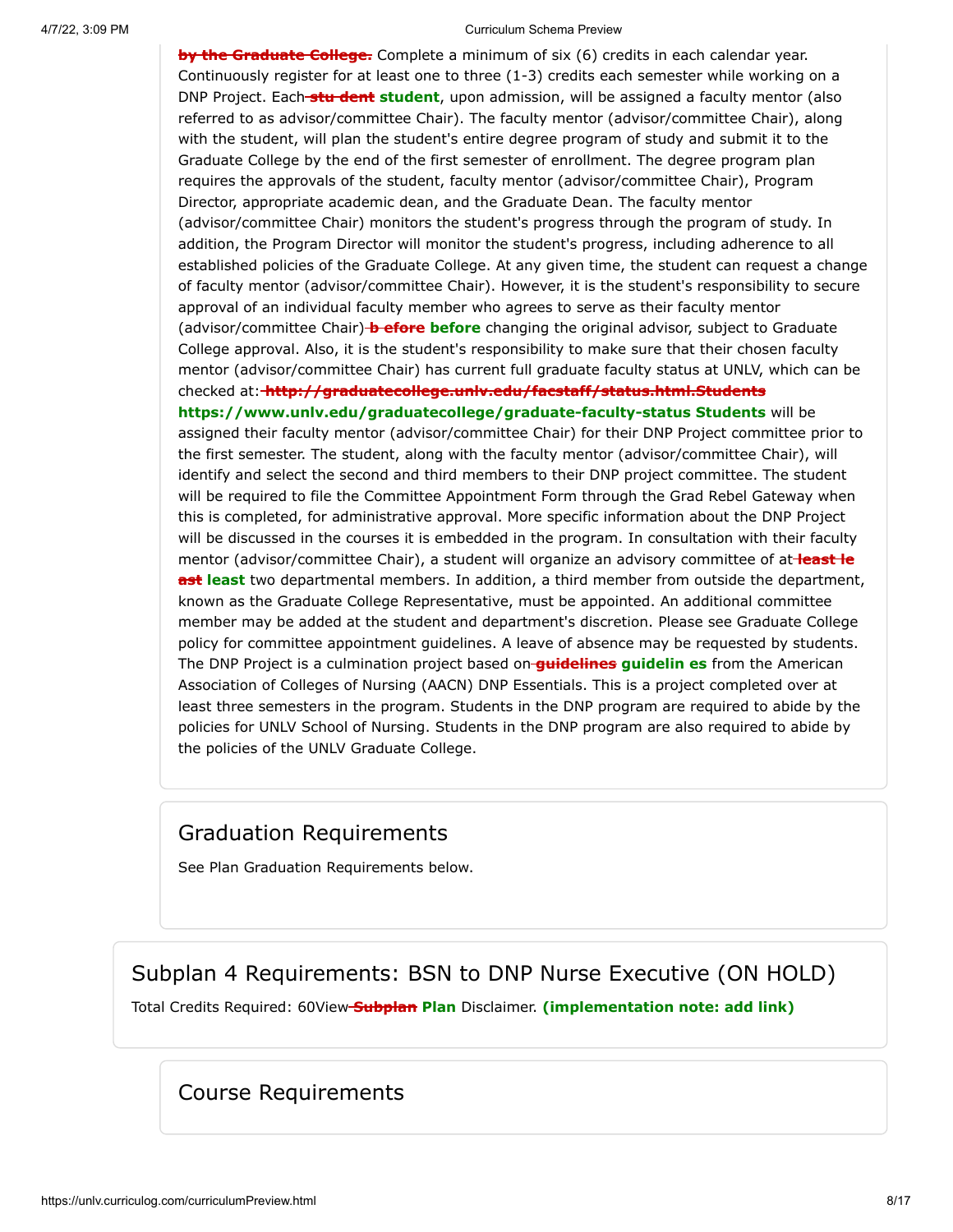~~by the Graduate College.~~ Complete a minimum of six (6) credits in each calendar year. Continuously register for at least one to three (1-3) credits each semester while working on a DNP Project. Each ~~stu dent~~ **student**, upon admission, will be assigned a faculty mentor (also referred to as advisor/committee Chair). The faculty mentor (advisor/committee Chair), along with the student, will plan the student's entire degree program of study and submit it to the Graduate College by the end of the first semester of enrollment. The degree program plan requires the approvals of the student, faculty mentor (advisor/committee Chair), Program Director, appropriate academic dean, and the Graduate Dean. The faculty mentor (advisor/committee Chair) monitors the student's progress through the program of study. In addition, the Program Director will monitor the student's progress, including adherence to all established policies of the Graduate College. At any given time, the student can request a change of faculty mentor (advisor/committee Chair). However, it is the student's responsibility to secure approval of an individual faculty member who agrees to serve as their faculty mentor (advisor/committee Chair) ~~b efore~~ **before** changing the original advisor, subject to Graduate College approval. Also, it is the student's responsibility to make sure that their chosen faculty mentor (advisor/committee Chair) has current full graduate faculty status at UNLV, which can be checked at: ~~http://graduatecollege.unlv.edu/facstaff/status.html.Students~~ **https://www.unlv.edu/graduatecollege/graduate-faculty-status Students** will be assigned their faculty mentor (advisor/committee Chair) for their DNP Project committee prior to the first semester. The student, along with the faculty mentor (advisor/committee Chair), will identify and select the second and third members to their DNP project committee. The student will be required to file the Committee Appointment Form through the Grad Rebel Gateway when this is completed, for administrative approval. More specific information about the DNP Project will be discussed in the courses it is embedded in the program. In consultation with their faculty mentor (advisor/committee Chair), a student will organize an advisory committee of at ~~least le ast~~ **least** two departmental members. In addition, a third member from outside the department, known as the Graduate College Representative, must be appointed. An additional committee member may be added at the student and department's discretion. Please see Graduate College policy for committee appointment guidelines. A leave of absence may be requested by students. The DNP Project is a culmination project based on ~~guidelines~~ **guidelin es** from the American Association of Colleges of Nursing (AACN) DNP Essentials. This is a project completed over at least three semesters in the program. Students in the DNP program are required to abide by the policies for UNLV School of Nursing. Students in the DNP program are also required to abide by the policies of the UNLV Graduate College.

## Graduation Requirements

See Plan Graduation Requirements below.

## Subplan 4 Requirements: BSN to DNP Nurse Executive (ON HOLD)

Total Credits Required: 60View ~~Subplan~~ **Plan** Disclaimer. **(implementation note: add link)**

### Course Requirements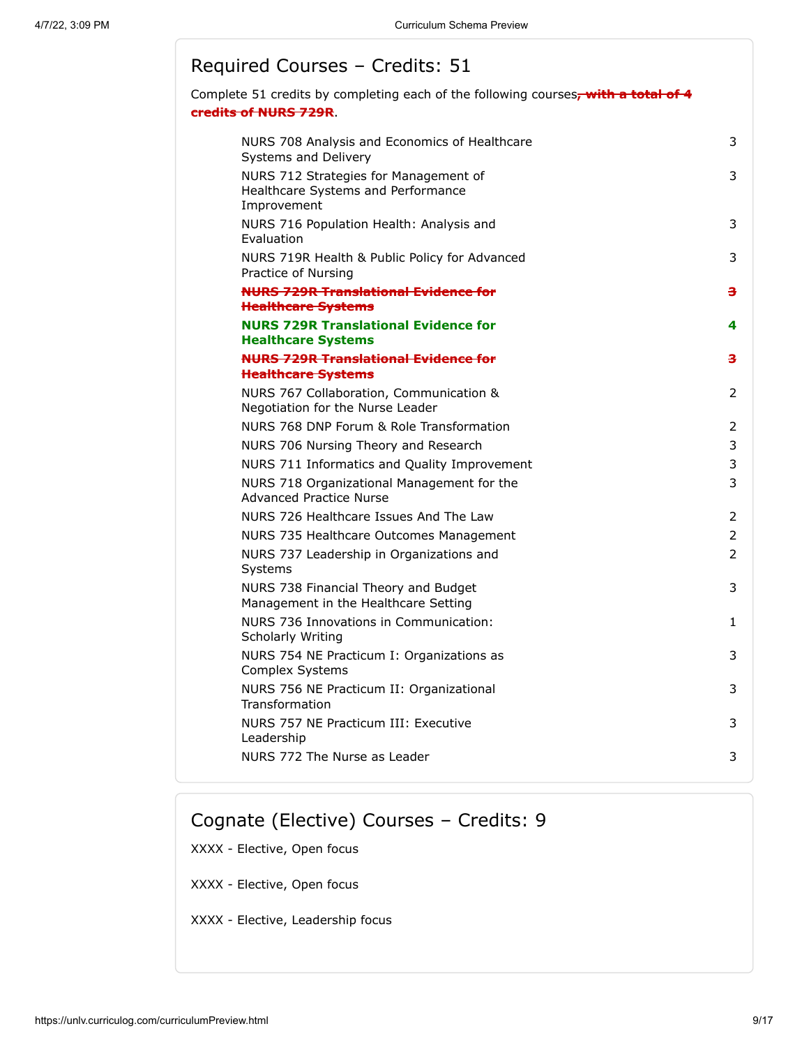## Required Courses – Credits: 51

Complete 51 credits by completing each of the following courses~~, with a total of 4 credits of NURS 729R~~.

| Course | Credits |
|---|---|
| NURS 708 Analysis and Economics of Healthcare Systems and Delivery | 3 |
| NURS 712 Strategies for Management of Healthcare Systems and Performance Improvement | 3 |
| NURS 716 Population Health: Analysis and Evaluation | 3 |
| NURS 719R Health & Public Policy for Advanced Practice of Nursing | 3 |
| ~~**NURS 729R Translational Evidence for Healthcare Systems**~~ | ~~**3**~~ |
| **NURS 729R Translational Evidence for Healthcare Systems** | **4** |
| ~~**NURS 729R Translational Evidence for Healthcare Systems**~~ | ~~**3**~~ |
| NURS 767 Collaboration, Communication & Negotiation for the Nurse Leader | 2 |
| NURS 768 DNP Forum & Role Transformation | 2 |
| NURS 706 Nursing Theory and Research | 3 |
| NURS 711 Informatics and Quality Improvement | 3 |
| NURS 718 Organizational Management for the Advanced Practice Nurse | 3 |
| NURS 726 Healthcare Issues And The Law | 2 |
| NURS 735 Healthcare Outcomes Management | 2 |
| NURS 737 Leadership in Organizations and Systems | 2 |
| NURS 738 Financial Theory and Budget Management in the Healthcare Setting | 3 |
| NURS 736 Innovations in Communication: Scholarly Writing | 1 |
| NURS 754 NE Practicum I: Organizations as Complex Systems | 3 |
| NURS 756 NE Practicum II: Organizational Transformation | 3 |
| NURS 757 NE Practicum III: Executive Leadership | 3 |
| NURS 772 The Nurse as Leader | 3 |

## Cognate (Elective) Courses – Credits: 9

XXXX - Elective, Open focus

XXXX - Elective, Open focus

XXXX - Elective, Leadership focus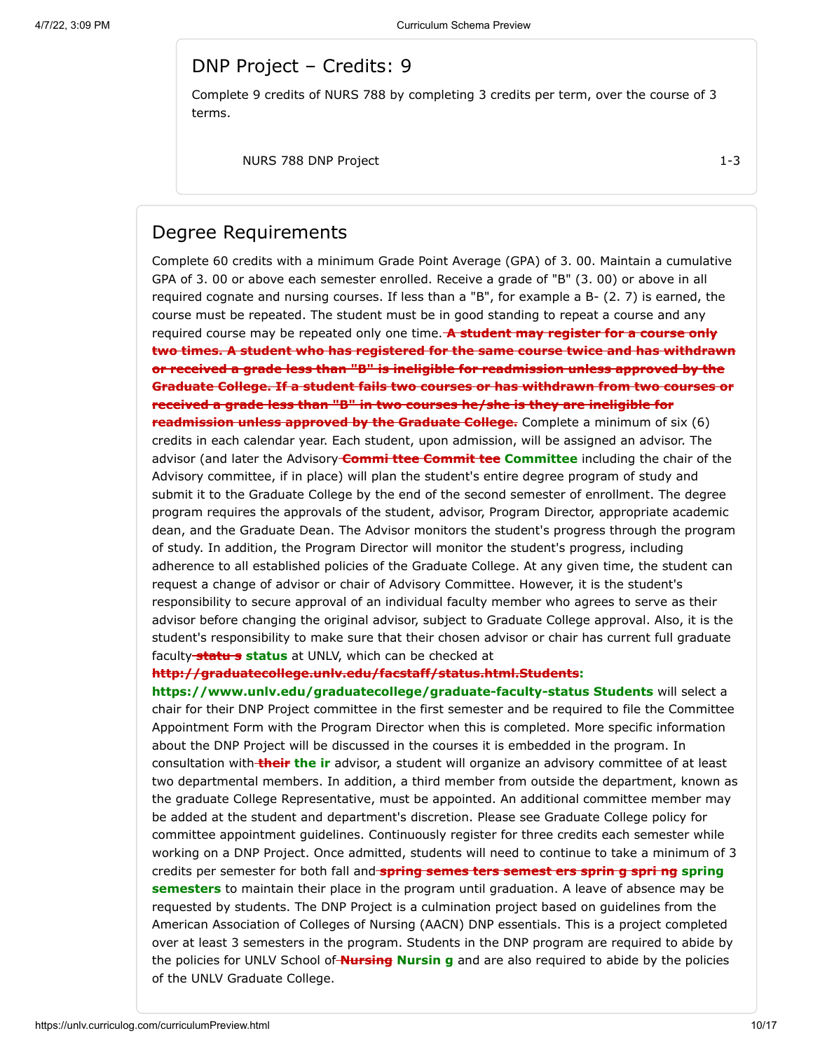## DNP Project – Credits: 9

Complete 9 credits of NURS 788 by completing 3 credits per term, over the course of 3 terms.

| | |
|---|---|
| NURS 788 DNP Project | 1-3 |

## Degree Requirements

Complete 60 credits with a minimum Grade Point Average (GPA) of 3. 00. Maintain a cumulative GPA of 3. 00 or above each semester enrolled. Receive a grade of "B" (3. 00) or above in all required cognate and nursing courses. If less than a "B", for example a B- (2. 7) is earned, the course must be repeated. The student must be in good standing to repeat a course and any required course may be repeated only one time. ~~**A student may register for a course only two times. A student who has registered for the same course twice and has withdrawn or received a grade less than "B" is ineligible for readmission unless approved by the Graduate College. If a student fails two courses or has withdrawn from two courses or received a grade less than "B" in two courses he/she is they are ineligible for readmission unless approved by the Graduate College.**~~ Complete a minimum of six (6) credits in each calendar year. Each student, upon admission, will be assigned an advisor. The advisor (and later the Advisory ~~**Commi ttee Commit tee**~~ **Committee** including the chair of the Advisory committee, if in place) will plan the student's entire degree program of study and submit it to the Graduate College by the end of the second semester of enrollment. The degree program requires the approvals of the student, advisor, Program Director, appropriate academic dean, and the Graduate Dean. The Advisor monitors the student's progress through the program of study. In addition, the Program Director will monitor the student's progress, including adherence to all established policies of the Graduate College. At any given time, the student can request a change of advisor or chair of Advisory Committee. However, it is the student's responsibility to secure approval of an individual faculty member who agrees to serve as their advisor before changing the original advisor, subject to Graduate College approval. Also, it is the student's responsibility to make sure that their chosen advisor or chair has current full graduate faculty ~~**statu s**~~ **status** at UNLV, which can be checked at ~~**http://graduatecollege.unlv.edu/facstaff/status.html.Students:**~~ **https://www.unlv.edu/graduatecollege/graduate-faculty-status Students** will select a chair for their DNP Project committee in the first semester and be required to file the Committee Appointment Form with the Program Director when this is completed. More specific information about the DNP Project will be discussed in the courses it is embedded in the program. In consultation with ~~**their**~~ **the ir** advisor, a student will organize an advisory committee of at least two departmental members. In addition, a third member from outside the department, known as the graduate College Representative, must be appointed. An additional committee member may be added at the student and department's discretion. Please see Graduate College policy for committee appointment guidelines. Continuously register for three credits each semester while working on a DNP Project. Once admitted, students will need to continue to take a minimum of 3 credits per semester for both fall and ~~**spring semes ters semest ers sprin g spri ng**~~ **spring semesters** to maintain their place in the program until graduation. A leave of absence may be requested by students. The DNP Project is a culmination project based on guidelines from the American Association of Colleges of Nursing (AACN) DNP essentials. This is a project completed over at least 3 semesters in the program. Students in the DNP program are required to abide by the policies for UNLV School of ~~**Nursing**~~ **Nursin g** and are also required to abide by the policies of the UNLV Graduate College.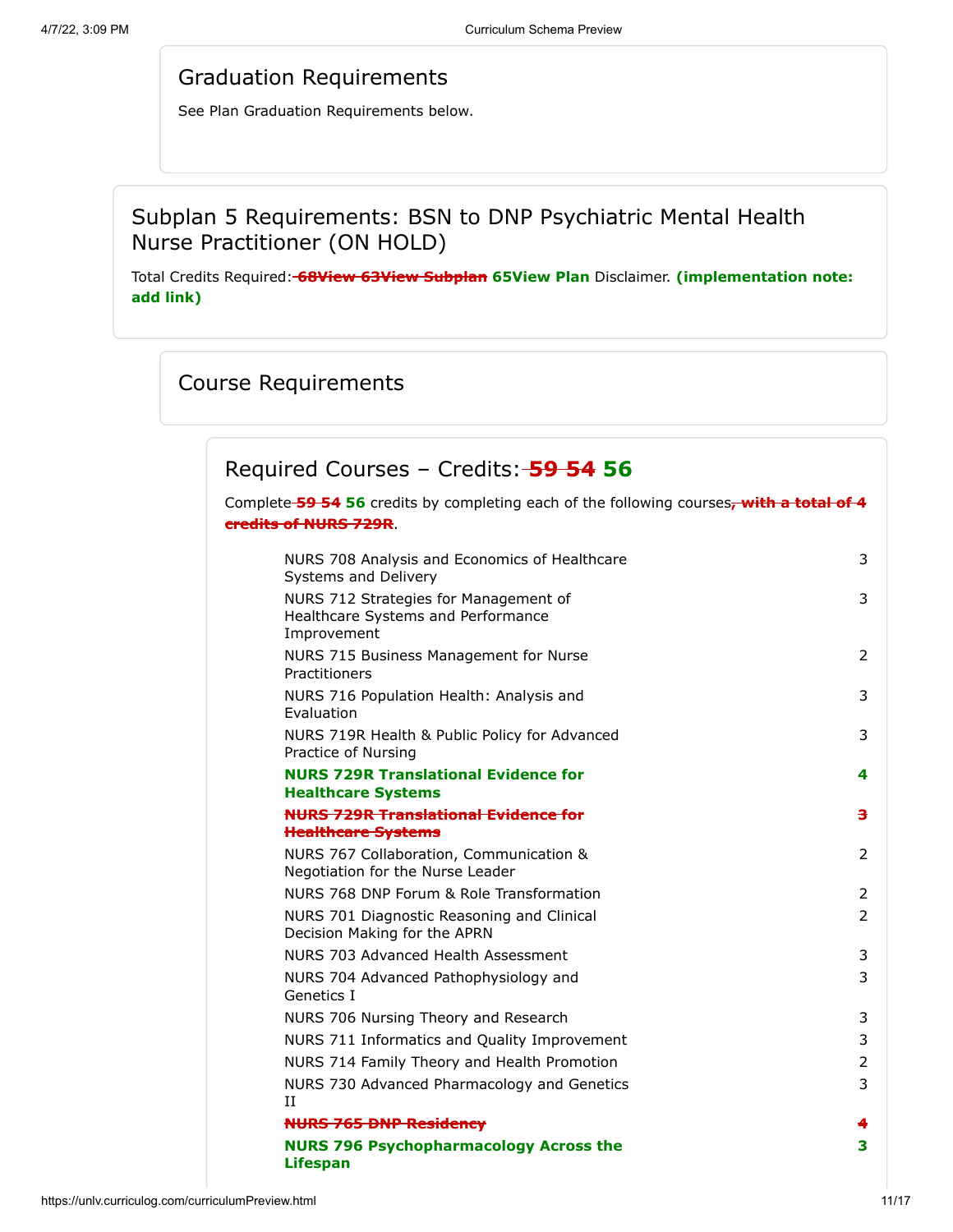## Graduation Requirements

See Plan Graduation Requirements below.

## Subplan 5 Requirements: BSN to DNP Psychiatric Mental Health Nurse Practitioner (ON HOLD)

Total Credits Required: ~~68View 63View Subplan~~ **65View Plan** Disclaimer. **(implementation note: add link)**

## Course Requirements

### Required Courses – Credits: ~~59 54~~ **56**

Complete ~~59 54~~ **56** credits by completing each of the following courses~~, with a total of 4 credits of NURS 729R~~.

| Course | Credits |
|---|---|
| NURS 708 Analysis and Economics of Healthcare Systems and Delivery | 3 |
| NURS 712 Strategies for Management of Healthcare Systems and Performance Improvement | 3 |
| NURS 715 Business Management for Nurse Practitioners | 2 |
| NURS 716 Population Health: Analysis and Evaluation | 3 |
| NURS 719R Health & Public Policy for Advanced Practice of Nursing | 3 |
| **NURS 729R Translational Evidence for Healthcare Systems** | **4** |
| ~~NURS 729R Translational Evidence for Healthcare Systems~~ | ~~3~~ |
| NURS 767 Collaboration, Communication & Negotiation for the Nurse Leader | 2 |
| NURS 768 DNP Forum & Role Transformation | 2 |
| NURS 701 Diagnostic Reasoning and Clinical Decision Making for the APRN | 2 |
| NURS 703 Advanced Health Assessment | 3 |
| NURS 704 Advanced Pathophysiology and Genetics I | 3 |
| NURS 706 Nursing Theory and Research | 3 |
| NURS 711 Informatics and Quality Improvement | 3 |
| NURS 714 Family Theory and Health Promotion | 2 |
| NURS 730 Advanced Pharmacology and Genetics II | 3 |
| ~~NURS 765 DNP Residency~~ | ~~4~~ |
| **NURS 796 Psychopharmacology Across the Lifespan** | **3** |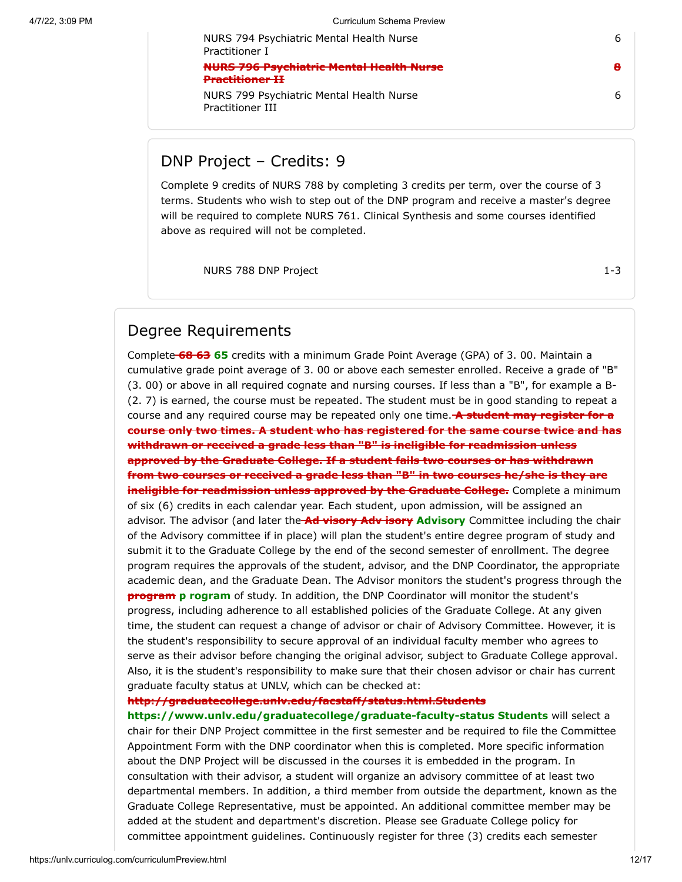| Course | Credits |
| --- | --- |
| NURS 794 Psychiatric Mental Health Nurse Practitioner I | 6 |
| ~~**NURS 796 Psychiatric Mental Health Nurse Practitioner II**~~ | ~~**8**~~ |
| NURS 799 Psychiatric Mental Health Nurse Practitioner III | 6 |

## DNP Project – Credits: 9

Complete 9 credits of NURS 788 by completing 3 credits per term, over the course of 3 terms. Students who wish to step out of the DNP program and receive a master's degree will be required to complete NURS 761. Clinical Synthesis and some courses identified above as required will not be completed.

| Course | Credits |
| --- | --- |
| NURS 788 DNP Project | 1-3 |

## Degree Requirements

Complete ~~**68 63**~~ **65** credits with a minimum Grade Point Average (GPA) of 3. 00. Maintain a cumulative grade point average of 3. 00 or above each semester enrolled. Receive a grade of "B" (3. 00) or above in all required cognate and nursing courses. If less than a "B", for example a B- (2. 7) is earned, the course must be repeated. The student must be in good standing to repeat a course and any required course may be repeated only one time. ~~**A student may register for a course only two times. A student who has registered for the same course twice and has withdrawn or received a grade less than "B" is ineligible for readmission unless approved by the Graduate College. If a student fails two courses or has withdrawn from two courses or received a grade less than "B" in two courses he/she is they are ineligible for readmission unless approved by the Graduate College.**~~ Complete a minimum of six (6) credits in each calendar year. Each student, upon admission, will be assigned an advisor. The advisor (and later the ~~**Ad visory Adv isory**~~ **Advisory** Committee including the chair of the Advisory committee if in place) will plan the student's entire degree program of study and submit it to the Graduate College by the end of the second semester of enrollment. The degree program requires the approvals of the student, advisor, and the DNP Coordinator, the appropriate academic dean, and the Graduate Dean. The Advisor monitors the student's progress through the ~~**program**~~ **p rogram** of study. In addition, the DNP Coordinator will monitor the student's progress, including adherence to all established policies of the Graduate College. At any given time, the student can request a change of advisor or chair of Advisory Committee. However, it is the student's responsibility to secure approval of an individual faculty member who agrees to serve as their advisor before changing the original advisor, subject to Graduate College approval. Also, it is the student's responsibility to make sure that their chosen advisor or chair has current graduate faculty status at UNLV, which can be checked at: ~~**http://graduatecollege.unlv.edu/facstaff/status.html.Students**~~ **https://www.unlv.edu/graduatecollege/graduate-faculty-status Students** will select a chair for their DNP Project committee in the first semester and be required to file the Committee Appointment Form with the DNP coordinator when this is completed. More specific information about the DNP Project will be discussed in the courses it is embedded in the program. In consultation with their advisor, a student will organize an advisory committee of at least two departmental members. In addition, a third member from outside the department, known as the Graduate College Representative, must be appointed. An additional committee member may be added at the student and department's discretion. Please see Graduate College policy for committee appointment guidelines. Continuously register for three (3) credits each semester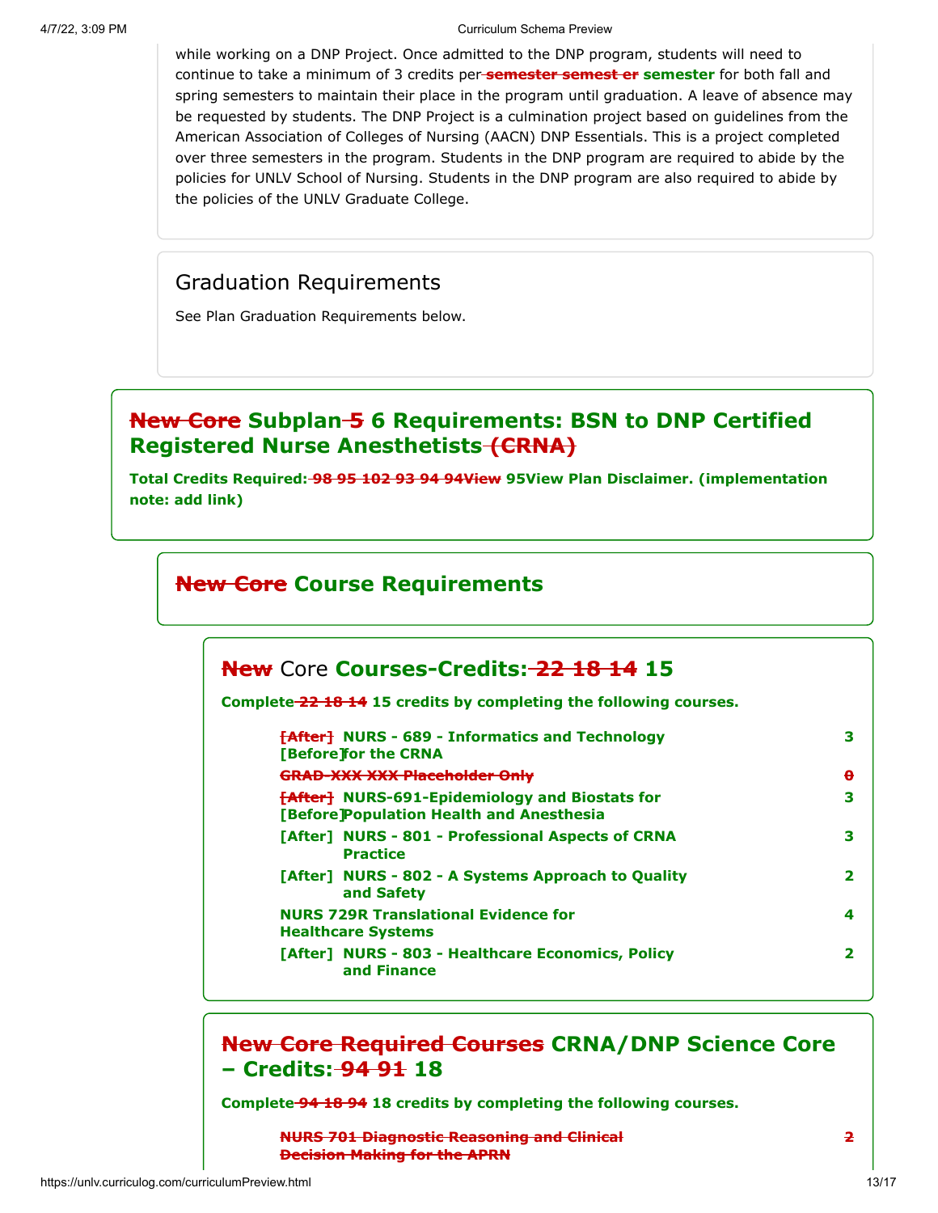while working on a DNP Project. Once admitted to the DNP program, students will need to continue to take a minimum of 3 credits per ~~semester semest er~~ **semester** for both fall and spring semesters to maintain their place in the program until graduation. A leave of absence may be requested by students. The DNP Project is a culmination project based on guidelines from the American Association of Colleges of Nursing (AACN) DNP Essentials. This is a project completed over three semesters in the program. Students in the DNP program are required to abide by the policies for UNLV School of Nursing. Students in the DNP program are also required to abide by the policies of the UNLV Graduate College.

## Graduation Requirements

See Plan Graduation Requirements below.

## ~~New Core~~ Subplan ~~5~~ 6 Requirements: BSN to DNP Certified Registered Nurse Anesthetists ~~(CRNA)~~

**Total Credits Required: ~~98 95 102 93 94 94View~~ 95View Plan Disclaimer. (implementation note: add link)**

### ~~New Core~~ Course Requirements

#### ~~New~~ Core Courses-Credits: ~~22 18 14~~ 15

**Complete ~~22 18 14~~ 15 credits by completing the following courses.**

| Course | Credits |
| --- | --- |
| ~~[After]~~ [Before] NURS - 689 - Informatics and Technology for the CRNA | 3 |
| ~~GRAD-XXX XXX Placeholder Only~~ | ~~0~~ |
| ~~[After]~~ [Before] NURS-691-Epidemiology and Biostats for Population Health and Anesthesia | 3 |
| [After] NURS - 801 - Professional Aspects of CRNA Practice | 3 |
| [After] NURS - 802 - A Systems Approach to Quality and Safety | 2 |
| NURS 729R Translational Evidence for Healthcare Systems | 4 |
| [After] NURS - 803 - Healthcare Economics, Policy and Finance | 2 |

#### ~~New Core Required Courses~~ CRNA/DNP Science Core – Credits: ~~94 91~~ 18

**Complete ~~94 18 94~~ 18 credits by completing the following courses.**

| Course | Credits |
| --- | --- |
| ~~NURS 701 Diagnostic Reasoning and Clinical Decision Making for the APRN~~ | ~~2~~ |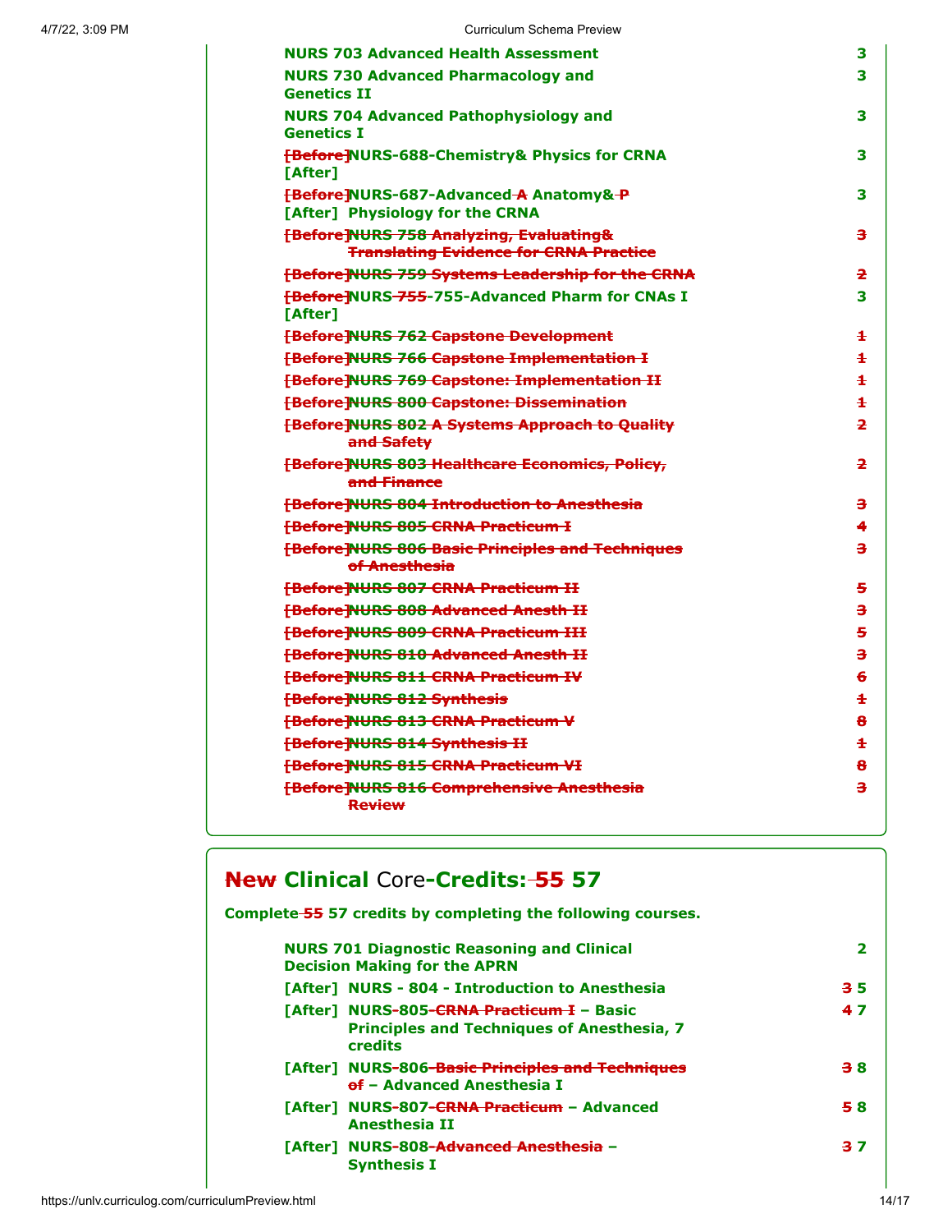| Course | Credits |
|---|---|
| NURS 703 Advanced Health Assessment | 3 |
| NURS 730 Advanced Pharmacology and Genetics II | 3 |
| NURS 704 Advanced Pathophysiology and Genetics I | 3 |
| ~~[Before]~~NURS-688-Chemistry& Physics for CRNA [After] | 3 |
| ~~[Before]~~NURS-687-Advanced ~~A~~ Anatomy& ~~P~~ [After] Physiology for the CRNA | 3 |
| ~~[Before]NURS 758 Analyzing, Evaluating& Translating Evidence for CRNA Practice~~ | ~~3~~ |
| ~~[Before]NURS 759 Systems Leadership for the CRNA~~ | ~~2~~ |
| ~~[Before]~~NURS ~~755~~-755-Advanced Pharm for CNAs I [After] | 3 |
| ~~[Before]NURS 762 Capstone Development~~ | ~~1~~ |
| ~~[Before]NURS 766 Capstone Implementation I~~ | ~~1~~ |
| ~~[Before]NURS 769 Capstone: Implementation II~~ | ~~1~~ |
| ~~[Before]NURS 800 Capstone: Dissemination~~ | ~~1~~ |
| ~~[Before]NURS 802 A Systems Approach to Quality and Safety~~ | ~~2~~ |
| ~~[Before]NURS 803 Healthcare Economics, Policy, and Finance~~ | ~~2~~ |
| ~~[Before]NURS 804 Introduction to Anesthesia~~ | ~~3~~ |
| ~~[Before]NURS 805 CRNA Practicum I~~ | ~~4~~ |
| ~~[Before]NURS 806 Basic Principles and Techniques of Anesthesia~~ | ~~3~~ |
| ~~[Before]NURS 807 CRNA Practicum II~~ | ~~5~~ |
| ~~[Before]NURS 808 Advanced Anesth II~~ | ~~3~~ |
| ~~[Before]NURS 809 CRNA Practicum III~~ | ~~5~~ |
| ~~[Before]NURS 810 Advanced Anesth II~~ | ~~3~~ |
| ~~[Before]NURS 811 CRNA Practicum IV~~ | ~~6~~ |
| ~~[Before]NURS 812 Synthesis~~ | ~~1~~ |
| ~~[Before]NURS 813 CRNA Practicum V~~ | ~~8~~ |
| ~~[Before]NURS 814 Synthesis II~~ | ~~1~~ |
| ~~[Before]NURS 815 CRNA Practicum VI~~ | ~~8~~ |
| ~~[Before]NURS 816 Comprehensive Anesthesia Review~~ | ~~3~~ |

## ~~New~~ Clinical Core-Credits: ~~55~~ 57

**Complete ~~55~~ 57 credits by completing the following courses.**

| Course | Credits |
|---|---|
| NURS 701 Diagnostic Reasoning and Clinical Decision Making for the APRN | 2 |
| [After] NURS - 804 - Introduction to Anesthesia | ~~3~~ 5 |
| [After] NURS-805 ~~-CRNA Practicum I~~ – Basic Principles and Techniques of Anesthesia, 7 credits | ~~4~~ 7 |
| [After] NURS-806 ~~-Basic Principles and Techniques of~~ – Advanced Anesthesia I | ~~3~~ 8 |
| [After] NURS-807 ~~-CRNA Practicum~~ – Advanced Anesthesia II | ~~5~~ 8 |
| [After] NURS-808 ~~-Advanced Anesthesia~~ – Synthesis I | ~~3~~ 7 |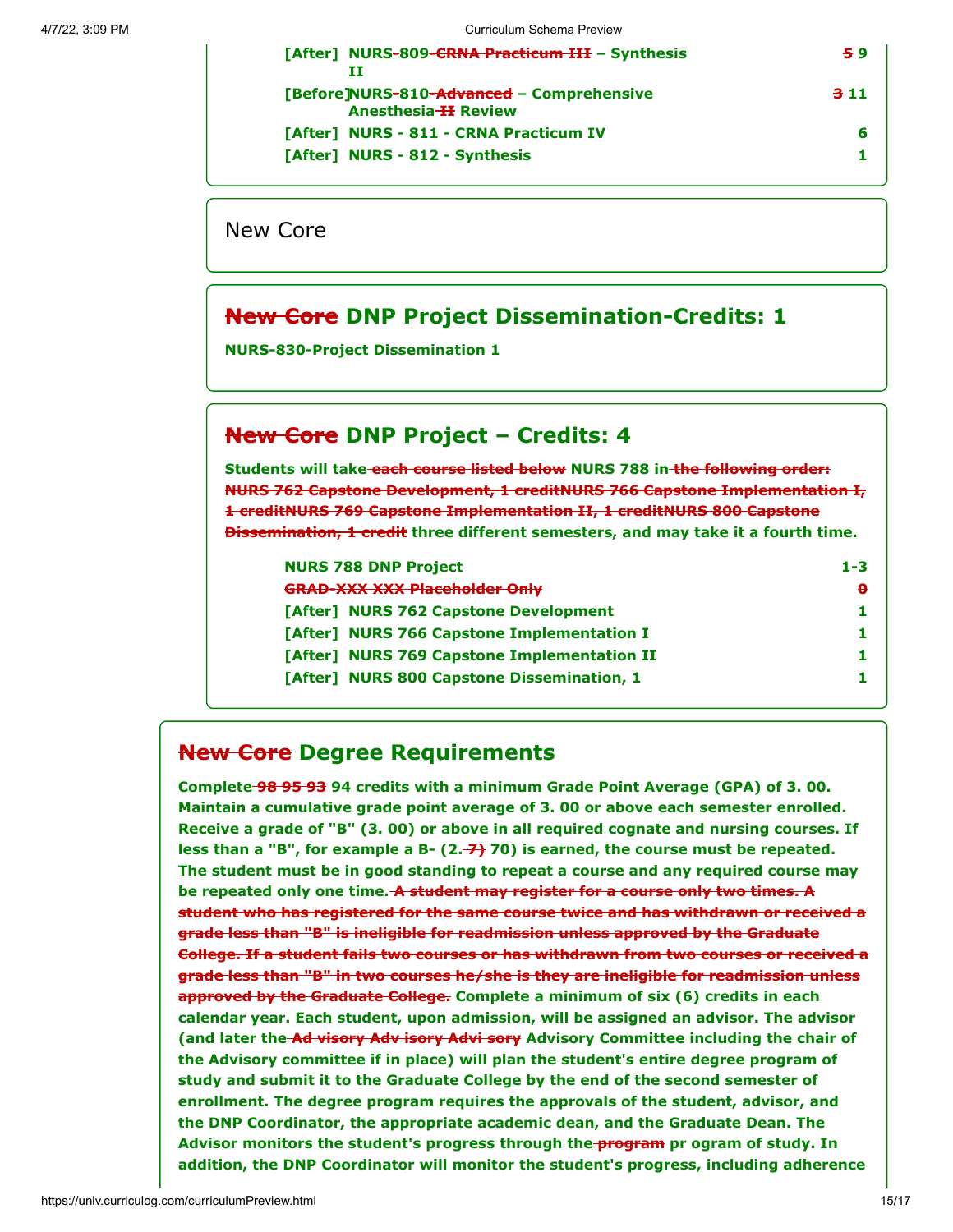| | | |
|---|---|---|
| [After] | NURS-809-~~CRNA Practicum III~~ – Synthesis II | ~~5~~ 9 |
| [Before] | NURS-810-~~Advanced~~ – Comprehensive Anesthesia ~~II~~ Review | ~~3~~ 11 |
| [After] | NURS - 811 - CRNA Practicum IV | 6 |
| [After] | NURS - 812 - Synthesis | 1 |

New Core

## ~~New Core~~ DNP Project Dissemination-Credits: 1

**NURS-830-Project Dissemination 1**

## ~~New Core~~ DNP Project – Credits: 4

**Students will take ~~each course listed below~~ NURS 788 in ~~the following order: NURS 762 Capstone Development, 1 creditNURS 766 Capstone Implementation I, 1 creditNURS 769 Capstone Implementation II, 1 creditNURS 800 Capstone Dissemination, 1 credit~~ three different semesters, and may take it a fourth time.**

| | | |
|---|---|---|
| | NURS 788 DNP Project | 1-3 |
| | ~~GRAD-XXX XXX Placeholder Only~~ | ~~0~~ |
| [After] | NURS 762 Capstone Development | 1 |
| [After] | NURS 766 Capstone Implementation I | 1 |
| [After] | NURS 769 Capstone Implementation II | 1 |
| [After] | NURS 800 Capstone Dissemination, 1 | 1 |

## ~~New Core~~ Degree Requirements

**Complete ~~98 95 93~~ 94 credits with a minimum Grade Point Average (GPA) of 3. 00. Maintain a cumulative grade point average of 3. 00 or above each semester enrolled. Receive a grade of "B" (3. 00) or above in all required cognate and nursing courses. If less than a "B", for example a B- (2. ~~7)~~ 70) is earned, the course must be repeated. The student must be in good standing to repeat a course and any required course may be repeated only one time. ~~A student may register for a course only two times. A student who has registered for the same course twice and has withdrawn or received a grade less than "B" is ineligible for readmission unless approved by the Graduate College. If a student fails two courses or has withdrawn from two courses or received a grade less than "B" in two courses he/she is they are ineligible for readmission unless approved by the Graduate College.~~ Complete a minimum of six (6) credits in each calendar year. Each student, upon admission, will be assigned an advisor. The advisor (and later the ~~Ad visory Adv isory Advi sory~~ Advisory Committee including the chair of the Advisory committee if in place) will plan the student's entire degree program of study and submit it to the Graduate College by the end of the second semester of enrollment. The degree program requires the approvals of the student, advisor, and the DNP Coordinator, the appropriate academic dean, and the Graduate Dean. The Advisor monitors the student's progress through the ~~program~~ pr ogram of study. In addition, the DNP Coordinator will monitor the student's progress, including adherence**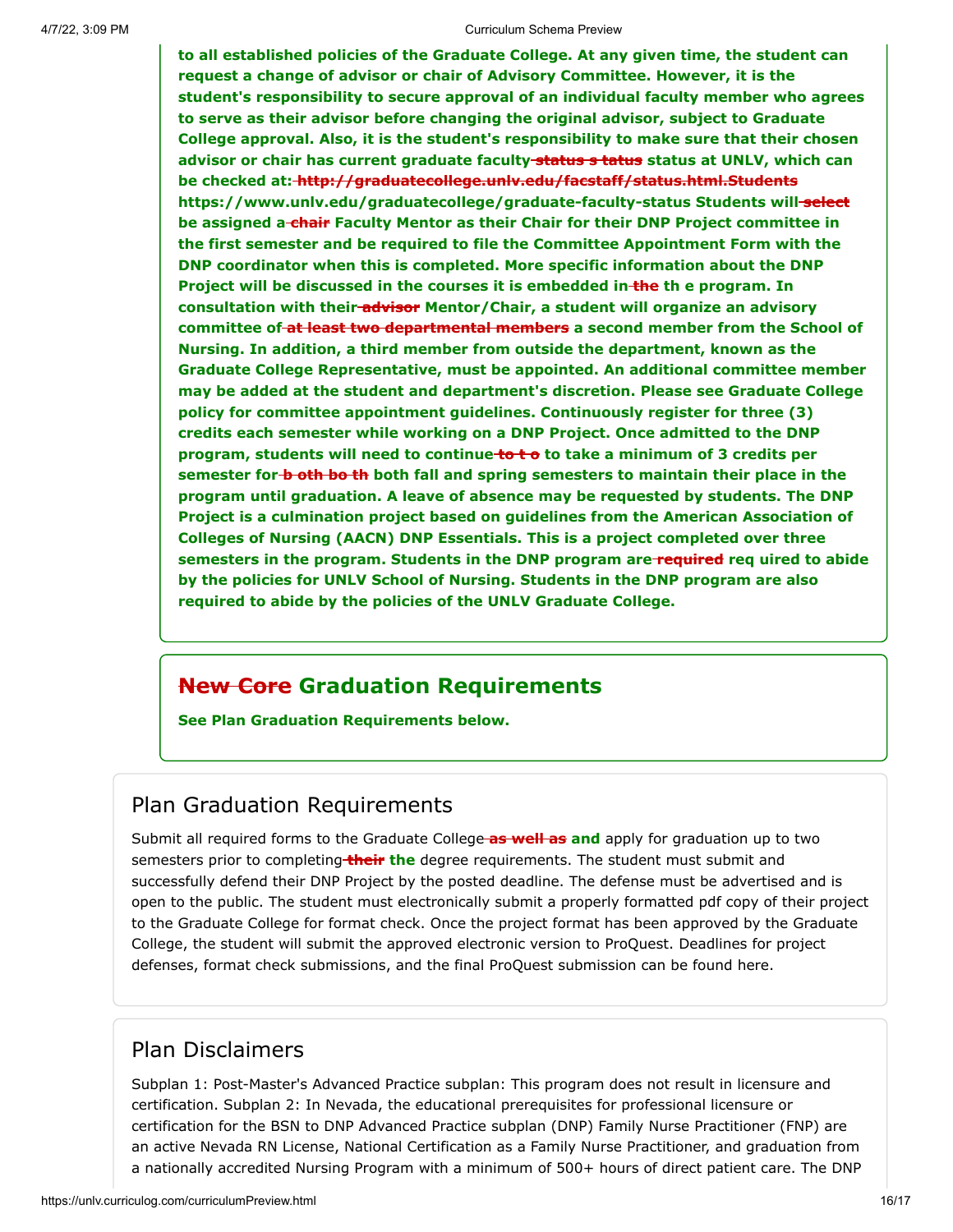**to all established policies of the Graduate College. At any given time, the student can request a change of advisor or chair of Advisory Committee. However, it is the student's responsibility to secure approval of an individual faculty member who agrees to serve as their advisor before changing the original advisor, subject to Graduate College approval. Also, it is the student's responsibility to make sure that their chosen advisor or chair has current graduate faculty ~~status s tatus~~ status at UNLV, which can be checked at: ~~http://graduatecollege.unlv.edu/facstaff/status.html.Students~~ https://www.unlv.edu/graduatecollege/graduate-faculty-status Students will ~~select~~ be assigned a ~~chair~~ Faculty Mentor as their Chair for their DNP Project committee in the first semester and be required to file the Committee Appointment Form with the DNP coordinator when this is completed. More specific information about the DNP Project will be discussed in the courses it is embedded in ~~the~~ th e program. In consultation with their ~~advisor~~ Mentor/Chair, a student will organize an advisory committee of ~~at least two departmental members~~ a second member from the School of Nursing. In addition, a third member from outside the department, known as the Graduate College Representative, must be appointed. An additional committee member may be added at the student and department's discretion. Please see Graduate College policy for committee appointment guidelines. Continuously register for three (3) credits each semester while working on a DNP Project. Once admitted to the DNP program, students will need to continue ~~to t o~~ to take a minimum of 3 credits per semester for ~~b oth bo th~~ both fall and spring semesters to maintain their place in the program until graduation. A leave of absence may be requested by students. The DNP Project is a culmination project based on guidelines from the American Association of Colleges of Nursing (AACN) DNP Essentials. This is a project completed over three semesters in the program. Students in the DNP program are ~~required~~ req uired to abide by the policies for UNLV School of Nursing. Students in the DNP program are also required to abide by the policies of the UNLV Graduate College.**

## ~~New Core~~ Graduation Requirements

**See Plan Graduation Requirements below.**

## Plan Graduation Requirements

Submit all required forms to the Graduate College ~~as well as~~ **and** apply for graduation up to two semesters prior to completing ~~their~~ **the** degree requirements. The student must submit and successfully defend their DNP Project by the posted deadline. The defense must be advertised and is open to the public. The student must electronically submit a properly formatted pdf copy of their project to the Graduate College for format check. Once the project format has been approved by the Graduate College, the student will submit the approved electronic version to ProQuest. Deadlines for project defenses, format check submissions, and the final ProQuest submission can be found here.

## Plan Disclaimers

Subplan 1: Post-Master's Advanced Practice subplan: This program does not result in licensure and certification. Subplan 2: In Nevada, the educational prerequisites for professional licensure or certification for the BSN to DNP Advanced Practice subplan (DNP) Family Nurse Practitioner (FNP) are an active Nevada RN License, National Certification as a Family Nurse Practitioner, and graduation from a nationally accredited Nursing Program with a minimum of 500+ hours of direct patient care. The DNP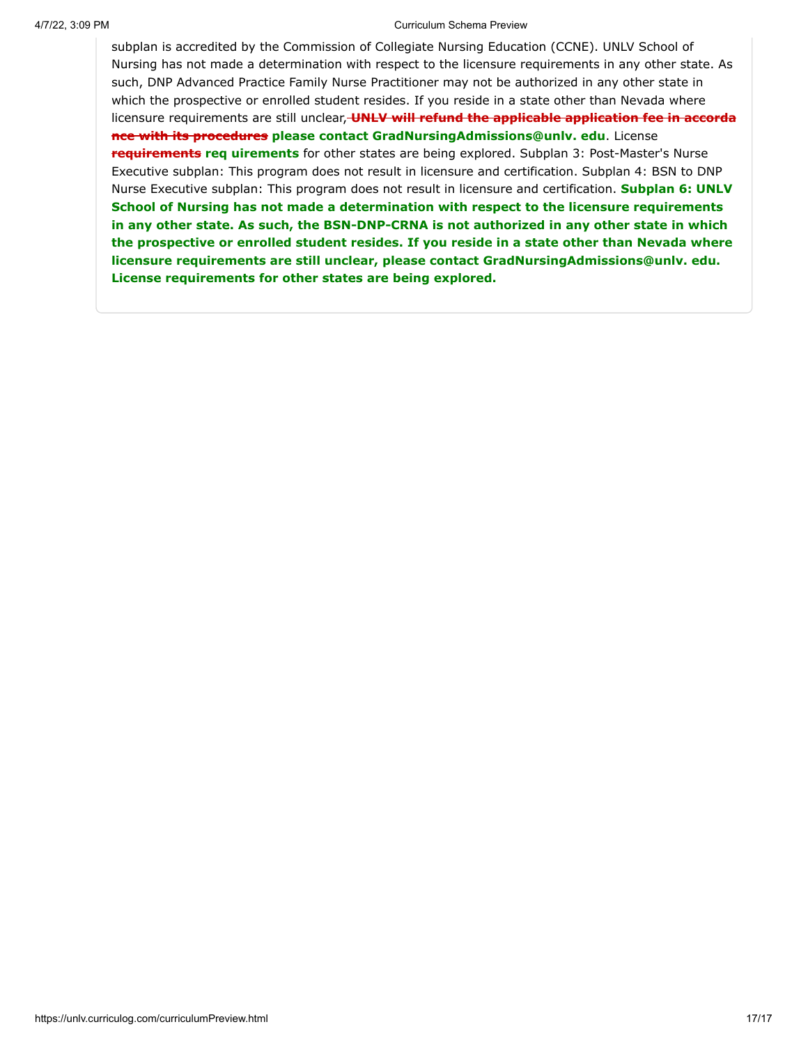subplan is accredited by the Commission of Collegiate Nursing Education (CCNE). UNLV School of Nursing has not made a determination with respect to the licensure requirements in any other state. As such, DNP Advanced Practice Family Nurse Practitioner may not be authorized in any other state in which the prospective or enrolled student resides. If you reside in a state other than Nevada where licensure requirements are still unclear, ~~**UNLV will refund the applicable application fee in accordance with its procedures**~~ **please contact GradNursingAdmissions@unlv. edu**. License ~~**requirements**~~ **req uirements** for other states are being explored. Subplan 3: Post-Master's Nurse Executive subplan: This program does not result in licensure and certification. Subplan 4: BSN to DNP Nurse Executive subplan: This program does not result in licensure and certification. **Subplan 6: UNLV School of Nursing has not made a determination with respect to the licensure requirements in any other state. As such, the BSN-DNP-CRNA is not authorized in any other state in which the prospective or enrolled student resides. If you reside in a state other than Nevada where licensure requirements are still unclear, please contact GradNursingAdmissions@unlv. edu. License requirements for other states are being explored.**